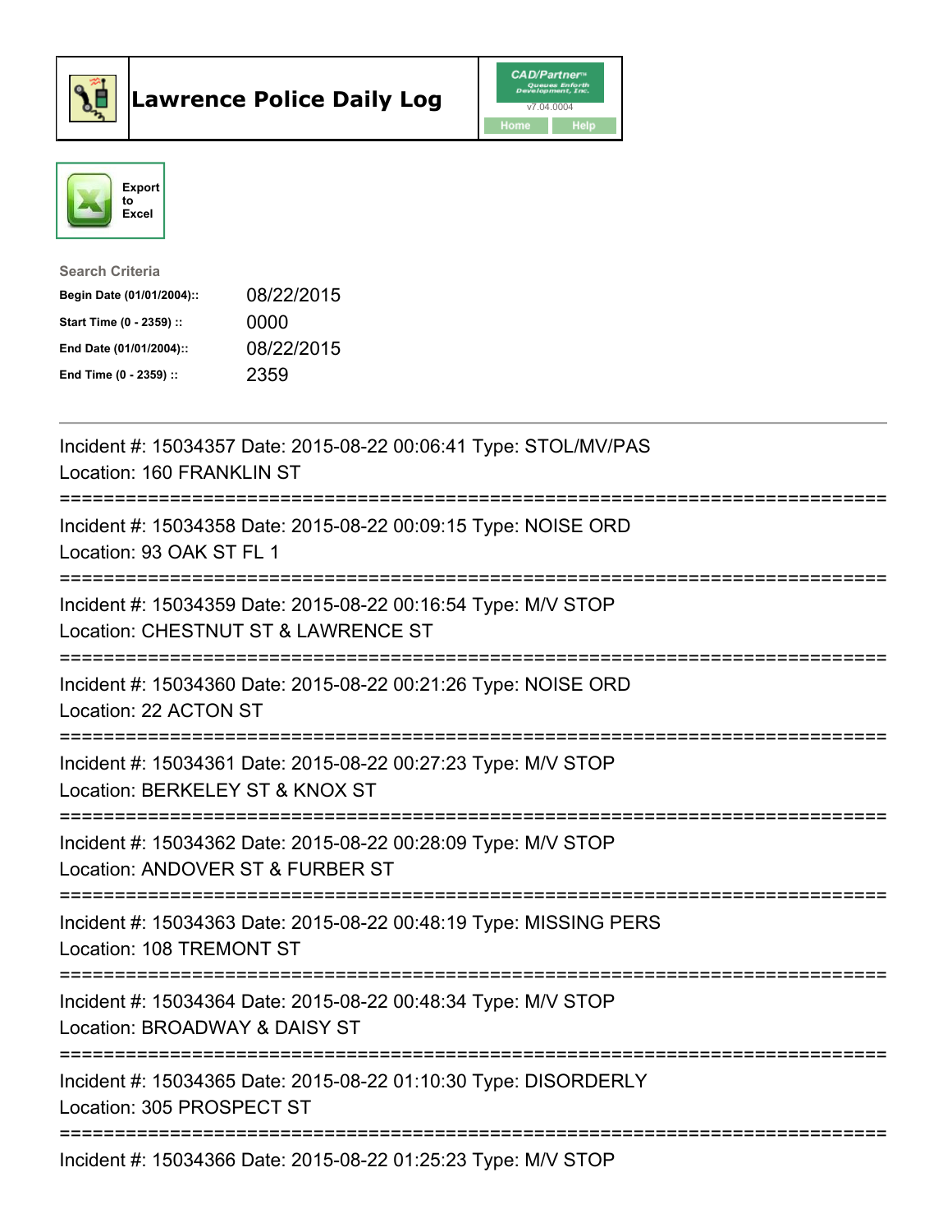# Lawrence Police Daily Log

CAD/Partner
v7.04.0004
Home Help

Export to Excel

Search Criteria

| | |
|---|---|
| **Begin Date (01/01/2004)::** | 08/22/2015 |
| **Start Time (0 - 2359) ::** | 0000 |
| **End Date (01/01/2004)::** | 08/22/2015 |
| **End Time (0 - 2359) ::** | 2359 |

Incident #: 15034357 Date: 2015-08-22 00:06:41 Type: STOL/MV/PAS
Location: 160 FRANKLIN ST

===========================================================================

Incident #: 15034358 Date: 2015-08-22 00:09:15 Type: NOISE ORD
Location: 93 OAK ST FL 1

===========================================================================

Incident #: 15034359 Date: 2015-08-22 00:16:54 Type: M/V STOP
Location: CHESTNUT ST & LAWRENCE ST

===========================================================================

Incident #: 15034360 Date: 2015-08-22 00:21:26 Type: NOISE ORD
Location: 22 ACTON ST

===========================================================================

Incident #: 15034361 Date: 2015-08-22 00:27:23 Type: M/V STOP
Location: BERKELEY ST & KNOX ST

===========================================================================

Incident #: 15034362 Date: 2015-08-22 00:28:09 Type: M/V STOP
Location: ANDOVER ST & FURBER ST

===========================================================================

Incident #: 15034363 Date: 2015-08-22 00:48:19 Type: MISSING PERS
Location: 108 TREMONT ST

===========================================================================

Incident #: 15034364 Date: 2015-08-22 00:48:34 Type: M/V STOP
Location: BROADWAY & DAISY ST

===========================================================================

Incident #: 15034365 Date: 2015-08-22 01:10:30 Type: DISORDERLY
Location: 305 PROSPECT ST

===========================================================================

Incident #: 15034366 Date: 2015-08-22 01:25:23 Type: M/V STOP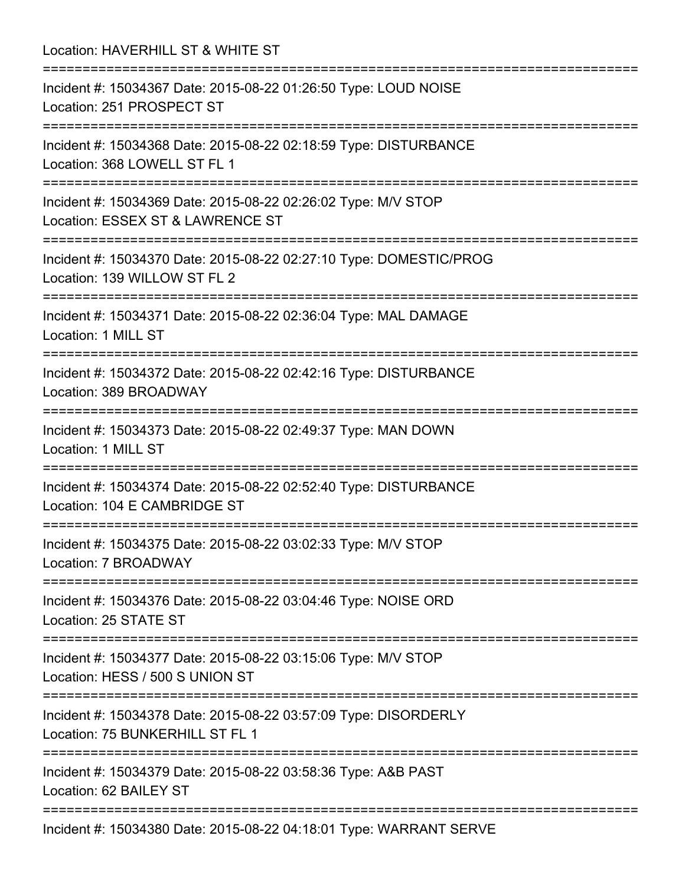Location: HAVERHILL ST & WHITE ST

===========================================================================

Incident #: 15034367 Date: 2015-08-22 01:26:50 Type: LOUD NOISE
Location: 251 PROSPECT ST

===========================================================================

Incident #: 15034368 Date: 2015-08-22 02:18:59 Type: DISTURBANCE
Location: 368 LOWELL ST FL 1

===========================================================================

Incident #: 15034369 Date: 2015-08-22 02:26:02 Type: M/V STOP
Location: ESSEX ST & LAWRENCE ST

===========================================================================

Incident #: 15034370 Date: 2015-08-22 02:27:10 Type: DOMESTIC/PROG
Location: 139 WILLOW ST FL 2

===========================================================================

Incident #: 15034371 Date: 2015-08-22 02:36:04 Type: MAL DAMAGE
Location: 1 MILL ST

===========================================================================

Incident #: 15034372 Date: 2015-08-22 02:42:16 Type: DISTURBANCE
Location: 389 BROADWAY

===========================================================================

Incident #: 15034373 Date: 2015-08-22 02:49:37 Type: MAN DOWN
Location: 1 MILL ST

===========================================================================

Incident #: 15034374 Date: 2015-08-22 02:52:40 Type: DISTURBANCE
Location: 104 E CAMBRIDGE ST

===========================================================================

Incident #: 15034375 Date: 2015-08-22 03:02:33 Type: M/V STOP
Location: 7 BROADWAY

===========================================================================

Incident #: 15034376 Date: 2015-08-22 03:04:46 Type: NOISE ORD
Location: 25 STATE ST

===========================================================================

Incident #: 15034377 Date: 2015-08-22 03:15:06 Type: M/V STOP
Location: HESS / 500 S UNION ST

===========================================================================

Incident #: 15034378 Date: 2015-08-22 03:57:09 Type: DISORDERLY
Location: 75 BUNKERHILL ST FL 1

===========================================================================

Incident #: 15034379 Date: 2015-08-22 03:58:36 Type: A&B PAST
Location: 62 BAILEY ST

===========================================================================

Incident #: 15034380 Date: 2015-08-22 04:18:01 Type: WARRANT SERVE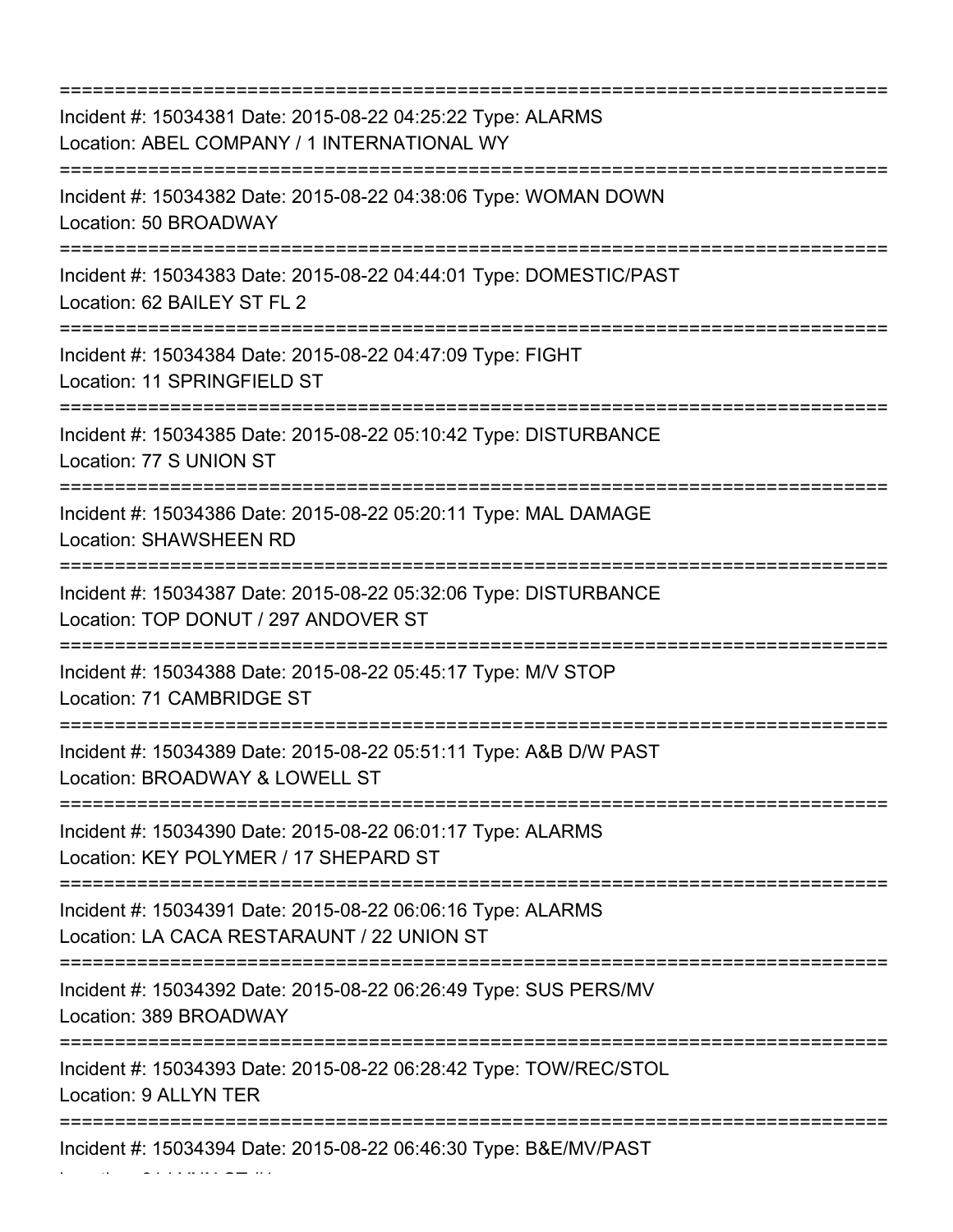===========================================================================
Incident #: 15034381 Date: 2015-08-22 04:25:22 Type: ALARMS
Location: ABEL COMPANY / 1 INTERNATIONAL WY
===========================================================================
Incident #: 15034382 Date: 2015-08-22 04:38:06 Type: WOMAN DOWN
Location: 50 BROADWAY
===========================================================================
Incident #: 15034383 Date: 2015-08-22 04:44:01 Type: DOMESTIC/PAST
Location: 62 BAILEY ST FL 2
===========================================================================
Incident #: 15034384 Date: 2015-08-22 04:47:09 Type: FIGHT
Location: 11 SPRINGFIELD ST
===========================================================================
Incident #: 15034385 Date: 2015-08-22 05:10:42 Type: DISTURBANCE
Location: 77 S UNION ST
===========================================================================
Incident #: 15034386 Date: 2015-08-22 05:20:11 Type: MAL DAMAGE
Location: SHAWSHEEN RD
===========================================================================
Incident #: 15034387 Date: 2015-08-22 05:32:06 Type: DISTURBANCE
Location: TOP DONUT / 297 ANDOVER ST
===========================================================================
Incident #: 15034388 Date: 2015-08-22 05:45:17 Type: M/V STOP
Location: 71 CAMBRIDGE ST
===========================================================================
Incident #: 15034389 Date: 2015-08-22 05:51:11 Type: A&B D/W PAST
Location: BROADWAY & LOWELL ST
===========================================================================
Incident #: 15034390 Date: 2015-08-22 06:01:17 Type: ALARMS
Location: KEY POLYMER / 17 SHEPARD ST
===========================================================================
Incident #: 15034391 Date: 2015-08-22 06:06:16 Type: ALARMS
Location: LA CACA RESTARAUNT / 22 UNION ST
===========================================================================
Incident #: 15034392 Date: 2015-08-22 06:26:49 Type: SUS PERS/MV
Location: 389 BROADWAY
===========================================================================
Incident #: 15034393 Date: 2015-08-22 06:28:42 Type: TOW/REC/STOL
Location: 9 ALLYN TER
===========================================================================
Incident #: 15034394 Date: 2015-08-22 06:46:30 Type: B&E/MV/PAST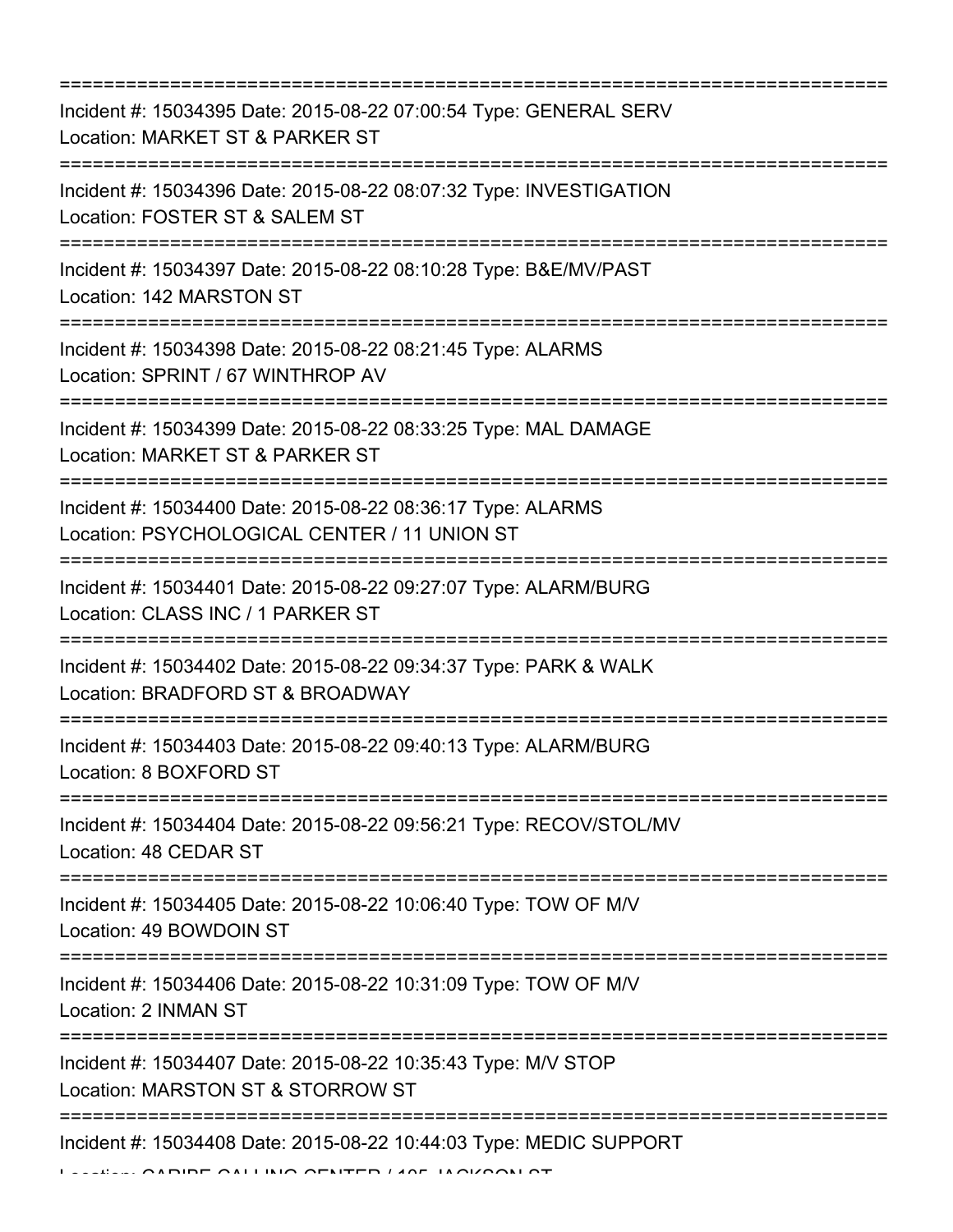==============================================================================
Incident #: 15034395 Date: 2015-08-22 07:00:54 Type: GENERAL SERV
Location: MARKET ST & PARKER ST
==============================================================================
Incident #: 15034396 Date: 2015-08-22 08:07:32 Type: INVESTIGATION
Location: FOSTER ST & SALEM ST
==============================================================================
Incident #: 15034397 Date: 2015-08-22 08:10:28 Type: B&E/MV/PAST
Location: 142 MARSTON ST
==============================================================================
Incident #: 15034398 Date: 2015-08-22 08:21:45 Type: ALARMS
Location: SPRINT / 67 WINTHROP AV
==============================================================================
Incident #: 15034399 Date: 2015-08-22 08:33:25 Type: MAL DAMAGE
Location: MARKET ST & PARKER ST
==============================================================================
Incident #: 15034400 Date: 2015-08-22 08:36:17 Type: ALARMS
Location: PSYCHOLOGICAL CENTER / 11 UNION ST
==============================================================================
Incident #: 15034401 Date: 2015-08-22 09:27:07 Type: ALARM/BURG
Location: CLASS INC / 1 PARKER ST
==============================================================================
Incident #: 15034402 Date: 2015-08-22 09:34:37 Type: PARK & WALK
Location: BRADFORD ST & BROADWAY
==============================================================================
Incident #: 15034403 Date: 2015-08-22 09:40:13 Type: ALARM/BURG
Location: 8 BOXFORD ST
==============================================================================
Incident #: 15034404 Date: 2015-08-22 09:56:21 Type: RECOV/STOL/MV
Location: 48 CEDAR ST
==============================================================================
Incident #: 15034405 Date: 2015-08-22 10:06:40 Type: TOW OF M/V
Location: 49 BOWDOIN ST
==============================================================================
Incident #: 15034406 Date: 2015-08-22 10:31:09 Type: TOW OF M/V
Location: 2 INMAN ST
==============================================================================
Incident #: 15034407 Date: 2015-08-22 10:35:43 Type: M/V STOP
Location: MARSTON ST & STORROW ST
==============================================================================
Incident #: 15034408 Date: 2015-08-22 10:44:03 Type: MEDIC SUPPORT
Location: CARIBE CALLING CENTER / 105 JACKSON ST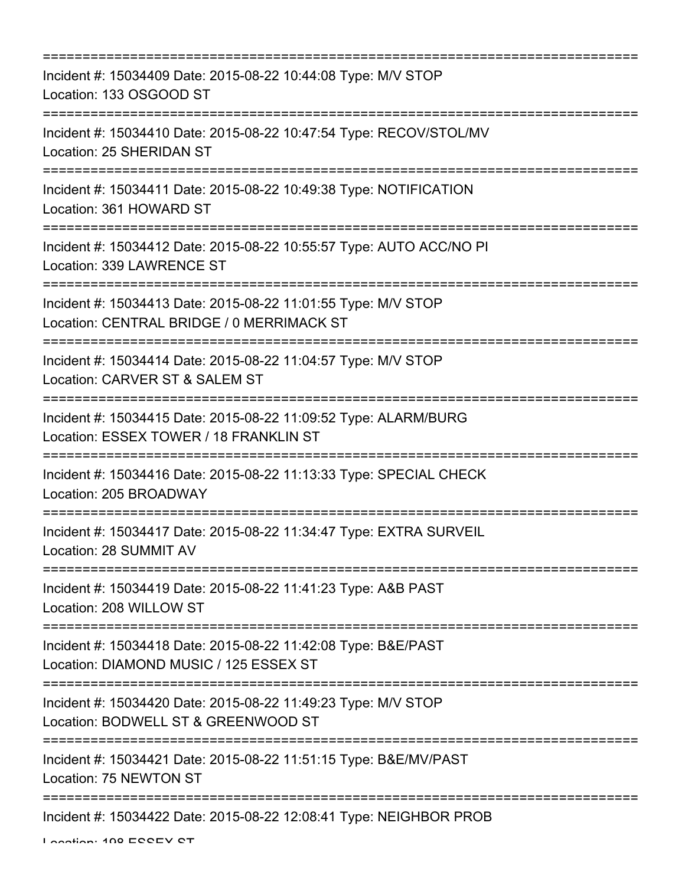===========================================================================

Incident #: 15034409 Date: 2015-08-22 10:44:08 Type: M/V STOP
Location: 133 OSGOOD ST

===========================================================================

Incident #: 15034410 Date: 2015-08-22 10:47:54 Type: RECOV/STOL/MV
Location: 25 SHERIDAN ST

===========================================================================

Incident #: 15034411 Date: 2015-08-22 10:49:38 Type: NOTIFICATION
Location: 361 HOWARD ST

===========================================================================

Incident #: 15034412 Date: 2015-08-22 10:55:57 Type: AUTO ACC/NO PI
Location: 339 LAWRENCE ST

===========================================================================

Incident #: 15034413 Date: 2015-08-22 11:01:55 Type: M/V STOP
Location: CENTRAL BRIDGE / 0 MERRIMACK ST

===========================================================================

Incident #: 15034414 Date: 2015-08-22 11:04:57 Type: M/V STOP
Location: CARVER ST & SALEM ST

===========================================================================

Incident #: 15034415 Date: 2015-08-22 11:09:52 Type: ALARM/BURG
Location: ESSEX TOWER / 18 FRANKLIN ST

===========================================================================

Incident #: 15034416 Date: 2015-08-22 11:13:33 Type: SPECIAL CHECK
Location: 205 BROADWAY

===========================================================================

Incident #: 15034417 Date: 2015-08-22 11:34:47 Type: EXTRA SURVEIL
Location: 28 SUMMIT AV

===========================================================================

Incident #: 15034419 Date: 2015-08-22 11:41:23 Type: A&B PAST
Location: 208 WILLOW ST

===========================================================================

Incident #: 15034418 Date: 2015-08-22 11:42:08 Type: B&E/PAST
Location: DIAMOND MUSIC / 125 ESSEX ST

===========================================================================

Incident #: 15034420 Date: 2015-08-22 11:49:23 Type: M/V STOP
Location: BODWELL ST & GREENWOOD ST

===========================================================================

Incident #: 15034421 Date: 2015-08-22 11:51:15 Type: B&E/MV/PAST
Location: 75 NEWTON ST

===========================================================================

Incident #: 15034422 Date: 2015-08-22 12:08:41 Type: NEIGHBOR PROB
Location: 198 ESSEX ST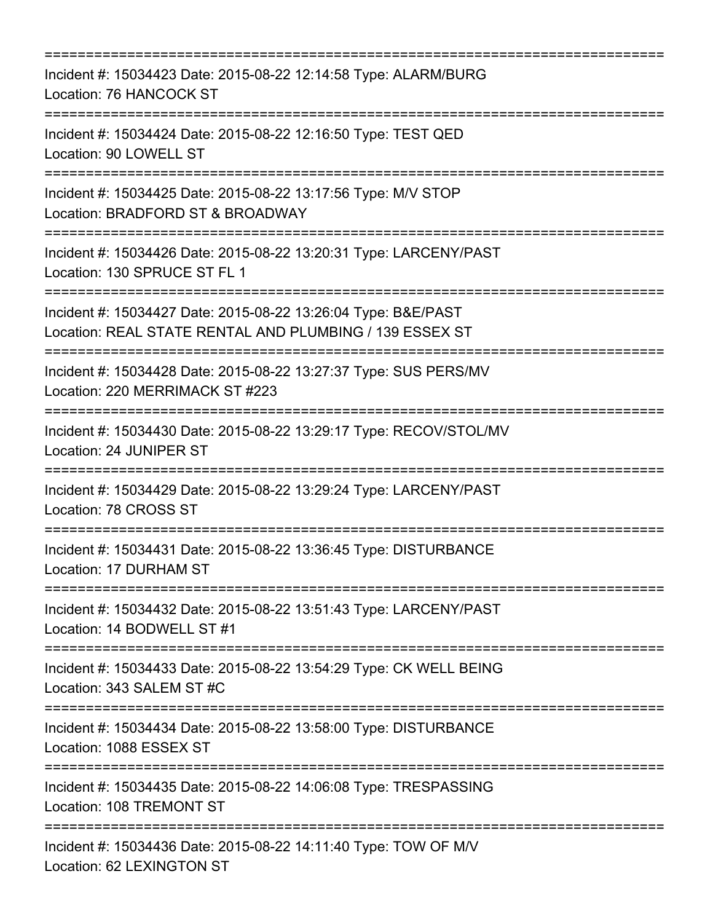===========================================================================
Incident #: 15034423 Date: 2015-08-22 12:14:58 Type: ALARM/BURG
Location: 76 HANCOCK ST
===========================================================================
Incident #: 15034424 Date: 2015-08-22 12:16:50 Type: TEST QED
Location: 90 LOWELL ST
===========================================================================
Incident #: 15034425 Date: 2015-08-22 13:17:56 Type: M/V STOP
Location: BRADFORD ST & BROADWAY
===========================================================================
Incident #: 15034426 Date: 2015-08-22 13:20:31 Type: LARCENY/PAST
Location: 130 SPRUCE ST FL 1
===========================================================================
Incident #: 15034427 Date: 2015-08-22 13:26:04 Type: B&E/PAST
Location: REAL STATE RENTAL AND PLUMBING / 139 ESSEX ST
===========================================================================
Incident #: 15034428 Date: 2015-08-22 13:27:37 Type: SUS PERS/MV
Location: 220 MERRIMACK ST #223
===========================================================================
Incident #: 15034430 Date: 2015-08-22 13:29:17 Type: RECOV/STOL/MV
Location: 24 JUNIPER ST
===========================================================================
Incident #: 15034429 Date: 2015-08-22 13:29:24 Type: LARCENY/PAST
Location: 78 CROSS ST
===========================================================================
Incident #: 15034431 Date: 2015-08-22 13:36:45 Type: DISTURBANCE
Location: 17 DURHAM ST
===========================================================================
Incident #: 15034432 Date: 2015-08-22 13:51:43 Type: LARCENY/PAST
Location: 14 BODWELL ST #1
===========================================================================
Incident #: 15034433 Date: 2015-08-22 13:54:29 Type: CK WELL BEING
Location: 343 SALEM ST #C
===========================================================================
Incident #: 15034434 Date: 2015-08-22 13:58:00 Type: DISTURBANCE
Location: 1088 ESSEX ST
===========================================================================
Incident #: 15034435 Date: 2015-08-22 14:06:08 Type: TRESPASSING
Location: 108 TREMONT ST
===========================================================================
Incident #: 15034436 Date: 2015-08-22 14:11:40 Type: TOW OF M/V
Location: 62 LEXINGTON ST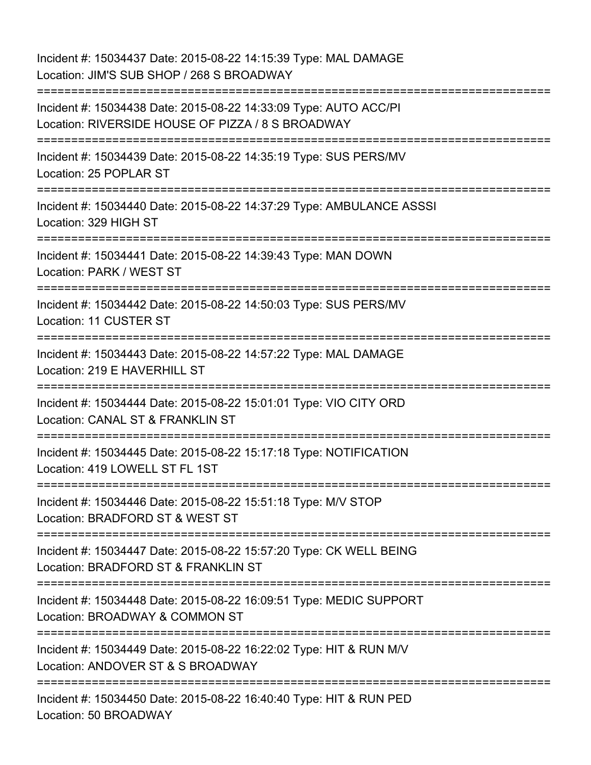Incident #: 15034437 Date: 2015-08-22 14:15:39 Type: MAL DAMAGE
Location: JIM'S SUB SHOP / 268 S BROADWAY

===========================================================================

Incident #: 15034438 Date: 2015-08-22 14:33:09 Type: AUTO ACC/PI
Location: RIVERSIDE HOUSE OF PIZZA / 8 S BROADWAY

===========================================================================

Incident #: 15034439 Date: 2015-08-22 14:35:19 Type: SUS PERS/MV
Location: 25 POPLAR ST

===========================================================================

Incident #: 15034440 Date: 2015-08-22 14:37:29 Type: AMBULANCE ASSSI
Location: 329 HIGH ST

===========================================================================

Incident #: 15034441 Date: 2015-08-22 14:39:43 Type: MAN DOWN
Location: PARK / WEST ST

===========================================================================

Incident #: 15034442 Date: 2015-08-22 14:50:03 Type: SUS PERS/MV
Location: 11 CUSTER ST

===========================================================================

Incident #: 15034443 Date: 2015-08-22 14:57:22 Type: MAL DAMAGE
Location: 219 E HAVERHILL ST

===========================================================================

Incident #: 15034444 Date: 2015-08-22 15:01:01 Type: VIO CITY ORD
Location: CANAL ST & FRANKLIN ST

===========================================================================

Incident #: 15034445 Date: 2015-08-22 15:17:18 Type: NOTIFICATION
Location: 419 LOWELL ST FL 1ST

===========================================================================

Incident #: 15034446 Date: 2015-08-22 15:51:18 Type: M/V STOP
Location: BRADFORD ST & WEST ST

===========================================================================

Incident #: 15034447 Date: 2015-08-22 15:57:20 Type: CK WELL BEING
Location: BRADFORD ST & FRANKLIN ST

===========================================================================

Incident #: 15034448 Date: 2015-08-22 16:09:51 Type: MEDIC SUPPORT
Location: BROADWAY & COMMON ST

===========================================================================

Incident #: 15034449 Date: 2015-08-22 16:22:02 Type: HIT & RUN M/V
Location: ANDOVER ST & S BROADWAY

===========================================================================

Incident #: 15034450 Date: 2015-08-22 16:40:40 Type: HIT & RUN PED
Location: 50 BROADWAY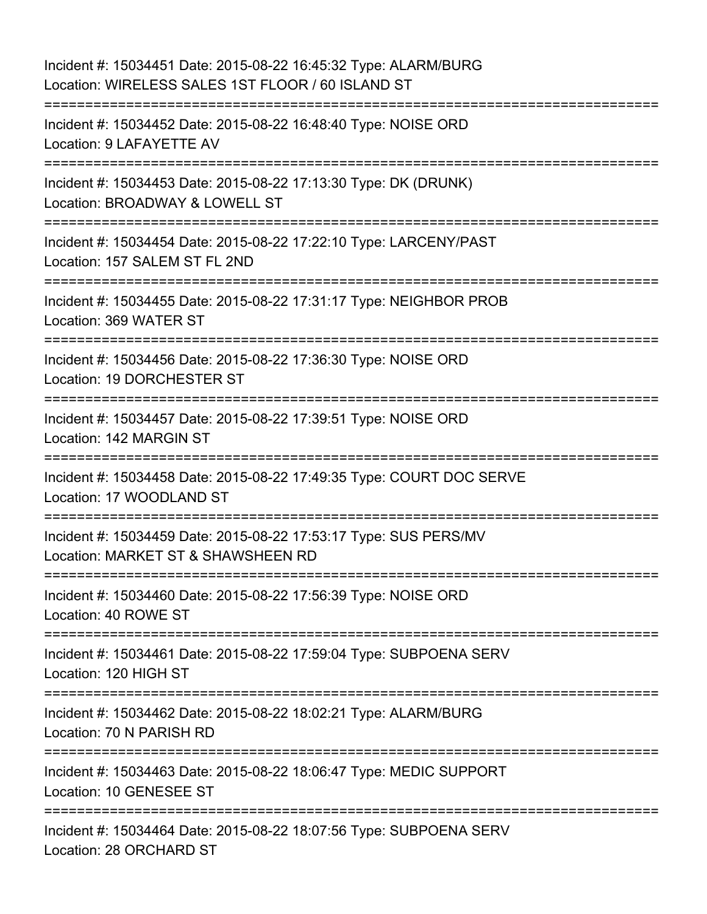Incident #: 15034451 Date: 2015-08-22 16:45:32 Type: ALARM/BURG
Location: WIRELESS SALES 1ST FLOOR / 60 ISLAND ST

===========================================================================

Incident #: 15034452 Date: 2015-08-22 16:48:40 Type: NOISE ORD
Location: 9 LAFAYETTE AV

===========================================================================

Incident #: 15034453 Date: 2015-08-22 17:13:30 Type: DK (DRUNK)
Location: BROADWAY & LOWELL ST

===========================================================================

Incident #: 15034454 Date: 2015-08-22 17:22:10 Type: LARCENY/PAST
Location: 157 SALEM ST FL 2ND

===========================================================================

Incident #: 15034455 Date: 2015-08-22 17:31:17 Type: NEIGHBOR PROB
Location: 369 WATER ST

===========================================================================

Incident #: 15034456 Date: 2015-08-22 17:36:30 Type: NOISE ORD
Location: 19 DORCHESTER ST

===========================================================================

Incident #: 15034457 Date: 2015-08-22 17:39:51 Type: NOISE ORD
Location: 142 MARGIN ST

===========================================================================

Incident #: 15034458 Date: 2015-08-22 17:49:35 Type: COURT DOC SERVE
Location: 17 WOODLAND ST

===========================================================================

Incident #: 15034459 Date: 2015-08-22 17:53:17 Type: SUS PERS/MV
Location: MARKET ST & SHAWSHEEN RD

===========================================================================

Incident #: 15034460 Date: 2015-08-22 17:56:39 Type: NOISE ORD
Location: 40 ROWE ST

===========================================================================

Incident #: 15034461 Date: 2015-08-22 17:59:04 Type: SUBPOENA SERV
Location: 120 HIGH ST

===========================================================================

Incident #: 15034462 Date: 2015-08-22 18:02:21 Type: ALARM/BURG
Location: 70 N PARISH RD

===========================================================================

Incident #: 15034463 Date: 2015-08-22 18:06:47 Type: MEDIC SUPPORT
Location: 10 GENESEE ST

===========================================================================

Incident #: 15034464 Date: 2015-08-22 18:07:56 Type: SUBPOENA SERV
Location: 28 ORCHARD ST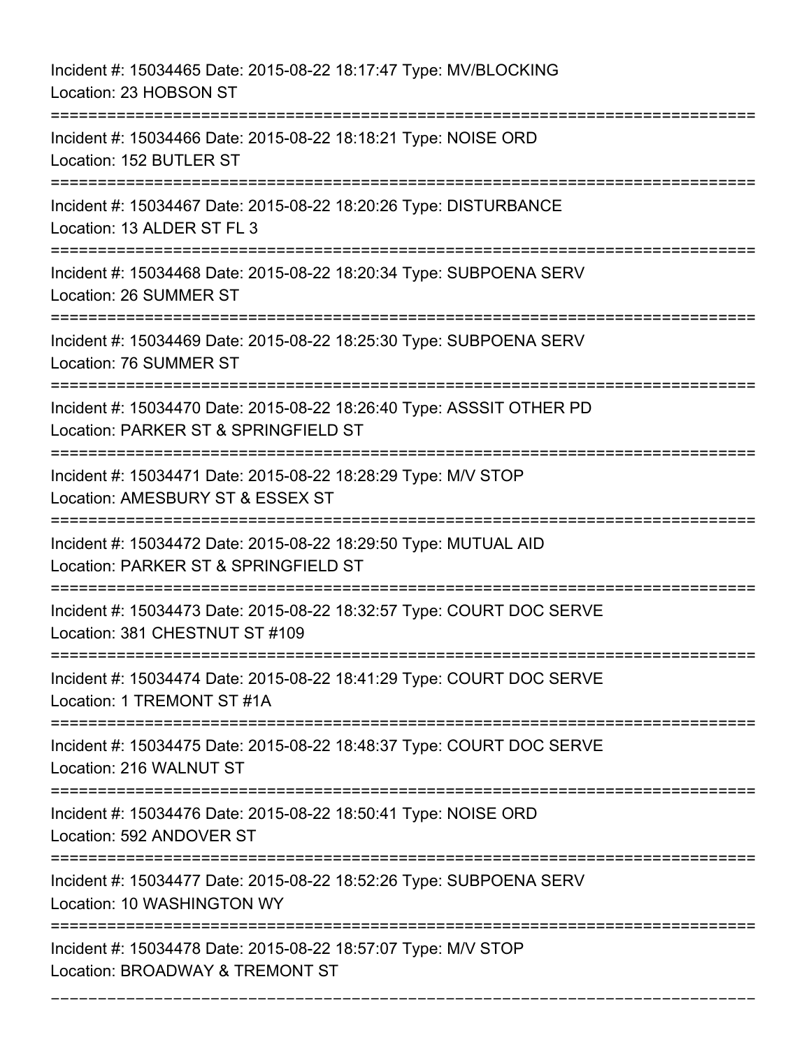Incident #: 15034465 Date: 2015-08-22 18:17:47 Type: MV/BLOCKING
Location: 23 HOBSON ST

===========================================================================

Incident #: 15034466 Date: 2015-08-22 18:18:21 Type: NOISE ORD
Location: 152 BUTLER ST

===========================================================================

Incident #: 15034467 Date: 2015-08-22 18:20:26 Type: DISTURBANCE
Location: 13 ALDER ST FL 3

===========================================================================

Incident #: 15034468 Date: 2015-08-22 18:20:34 Type: SUBPOENA SERV
Location: 26 SUMMER ST

===========================================================================

Incident #: 15034469 Date: 2015-08-22 18:25:30 Type: SUBPOENA SERV
Location: 76 SUMMER ST

===========================================================================

Incident #: 15034470 Date: 2015-08-22 18:26:40 Type: ASSSIT OTHER PD
Location: PARKER ST & SPRINGFIELD ST

===========================================================================

Incident #: 15034471 Date: 2015-08-22 18:28:29 Type: M/V STOP
Location: AMESBURY ST & ESSEX ST

===========================================================================

Incident #: 15034472 Date: 2015-08-22 18:29:50 Type: MUTUAL AID
Location: PARKER ST & SPRINGFIELD ST

===========================================================================

Incident #: 15034473 Date: 2015-08-22 18:32:57 Type: COURT DOC SERVE
Location: 381 CHESTNUT ST #109

===========================================================================

Incident #: 15034474 Date: 2015-08-22 18:41:29 Type: COURT DOC SERVE
Location: 1 TREMONT ST #1A

===========================================================================

Incident #: 15034475 Date: 2015-08-22 18:48:37 Type: COURT DOC SERVE
Location: 216 WALNUT ST

===========================================================================

Incident #: 15034476 Date: 2015-08-22 18:50:41 Type: NOISE ORD
Location: 592 ANDOVER ST

===========================================================================

Incident #: 15034477 Date: 2015-08-22 18:52:26 Type: SUBPOENA SERV
Location: 10 WASHINGTON WY

===========================================================================

Incident #: 15034478 Date: 2015-08-22 18:57:07 Type: M/V STOP
Location: BROADWAY & TREMONT ST

---------------------------------------------------------------------------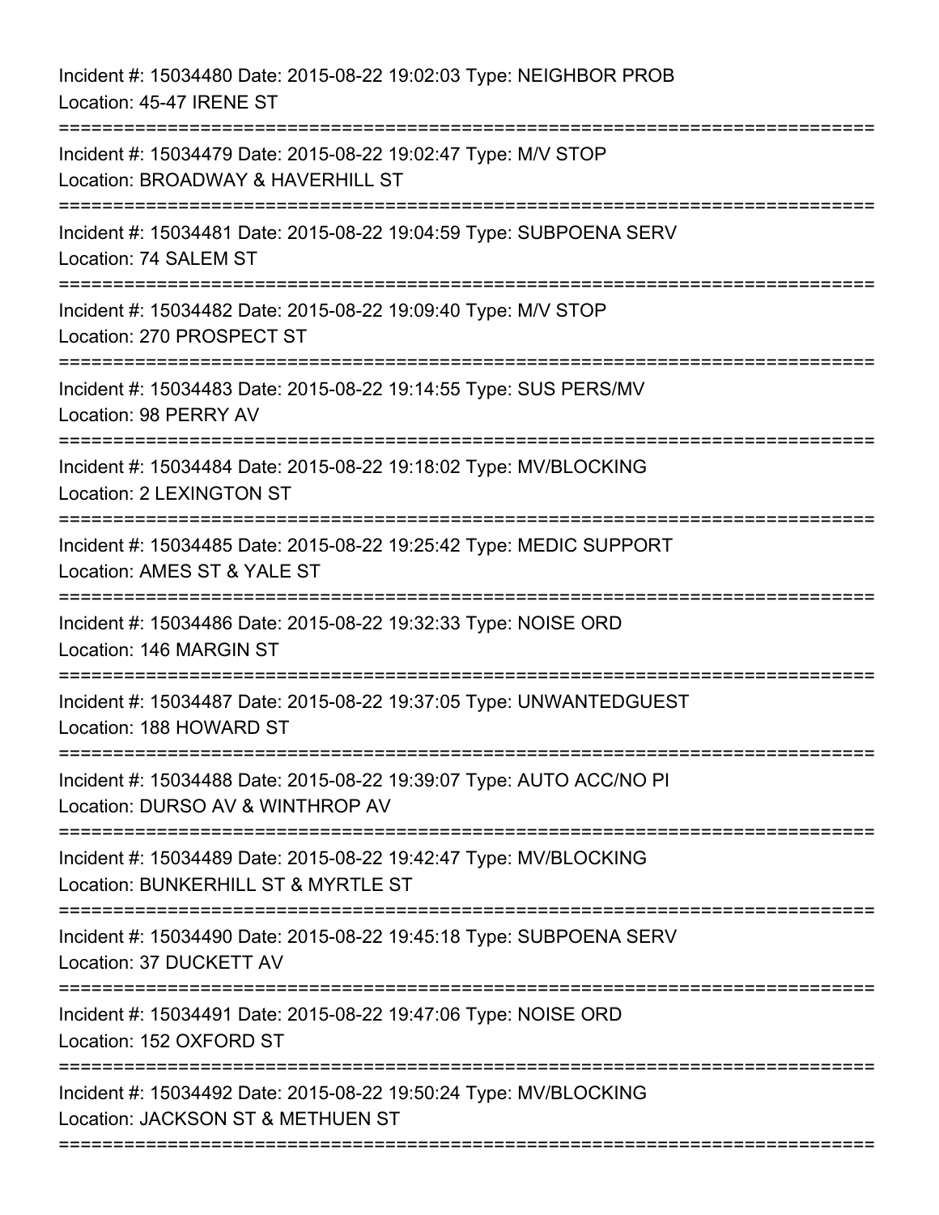Incident #: 15034480 Date: 2015-08-22 19:02:03 Type: NEIGHBOR PROB
Location: 45-47 IRENE ST

===========================================================================

Incident #: 15034479 Date: 2015-08-22 19:02:47 Type: M/V STOP
Location: BROADWAY & HAVERHILL ST

===========================================================================

Incident #: 15034481 Date: 2015-08-22 19:04:59 Type: SUBPOENA SERV
Location: 74 SALEM ST

===========================================================================

Incident #: 15034482 Date: 2015-08-22 19:09:40 Type: M/V STOP
Location: 270 PROSPECT ST

===========================================================================

Incident #: 15034483 Date: 2015-08-22 19:14:55 Type: SUS PERS/MV
Location: 98 PERRY AV

===========================================================================

Incident #: 15034484 Date: 2015-08-22 19:18:02 Type: MV/BLOCKING
Location: 2 LEXINGTON ST

===========================================================================

Incident #: 15034485 Date: 2015-08-22 19:25:42 Type: MEDIC SUPPORT
Location: AMES ST & YALE ST

===========================================================================

Incident #: 15034486 Date: 2015-08-22 19:32:33 Type: NOISE ORD
Location: 146 MARGIN ST

===========================================================================

Incident #: 15034487 Date: 2015-08-22 19:37:05 Type: UNWANTEDGUEST
Location: 188 HOWARD ST

===========================================================================

Incident #: 15034488 Date: 2015-08-22 19:39:07 Type: AUTO ACC/NO PI
Location: DURSO AV & WINTHROP AV

===========================================================================

Incident #: 15034489 Date: 2015-08-22 19:42:47 Type: MV/BLOCKING
Location: BUNKERHILL ST & MYRTLE ST

===========================================================================

Incident #: 15034490 Date: 2015-08-22 19:45:18 Type: SUBPOENA SERV
Location: 37 DUCKETT AV

===========================================================================

Incident #: 15034491 Date: 2015-08-22 19:47:06 Type: NOISE ORD
Location: 152 OXFORD ST

===========================================================================

Incident #: 15034492 Date: 2015-08-22 19:50:24 Type: MV/BLOCKING
Location: JACKSON ST & METHUEN ST

===========================================================================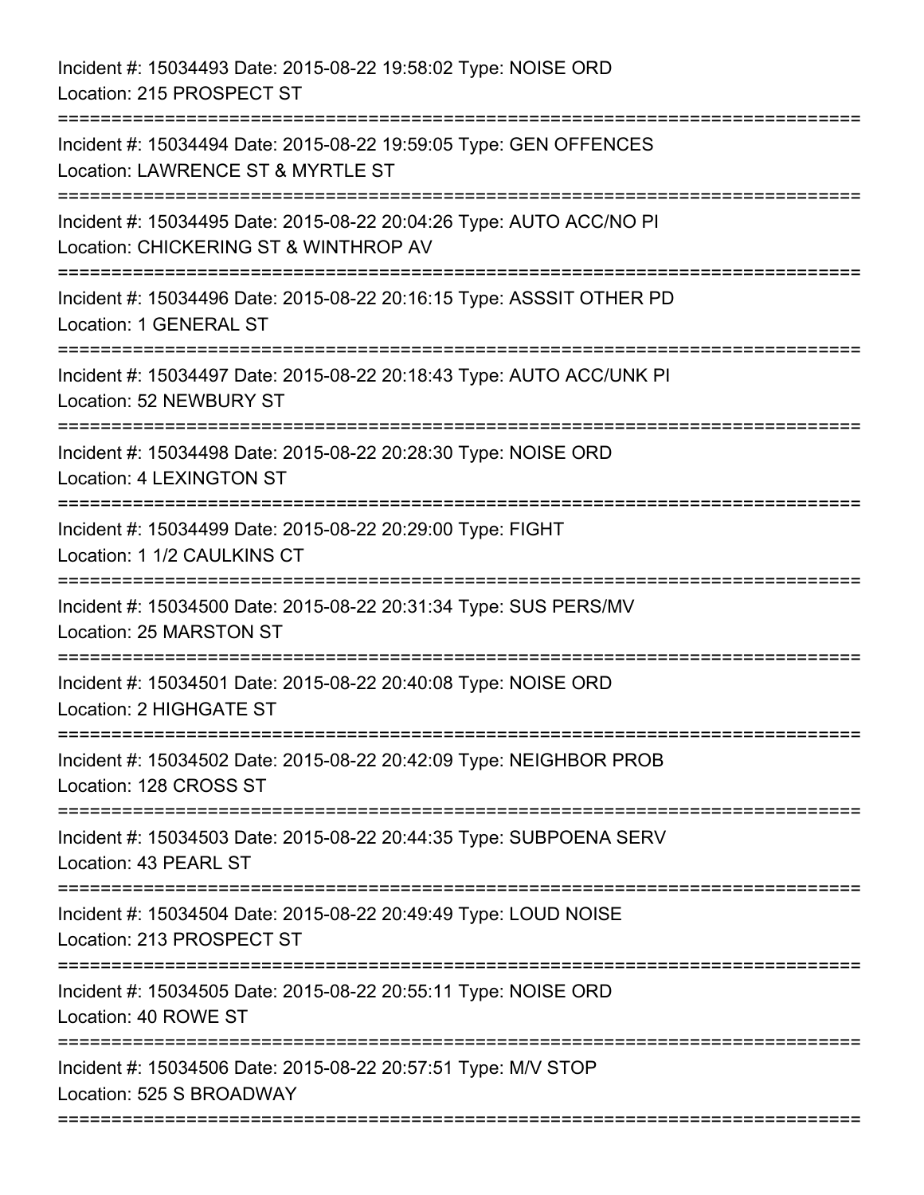Incident #: 15034493 Date: 2015-08-22 19:58:02 Type: NOISE ORD
Location: 215 PROSPECT ST

===========================================================================

Incident #: 15034494 Date: 2015-08-22 19:59:05 Type: GEN OFFENCES
Location: LAWRENCE ST & MYRTLE ST

===========================================================================

Incident #: 15034495 Date: 2015-08-22 20:04:26 Type: AUTO ACC/NO PI
Location: CHICKERING ST & WINTHROP AV

===========================================================================

Incident #: 15034496 Date: 2015-08-22 20:16:15 Type: ASSSIT OTHER PD
Location: 1 GENERAL ST

===========================================================================

Incident #: 15034497 Date: 2015-08-22 20:18:43 Type: AUTO ACC/UNK PI
Location: 52 NEWBURY ST

===========================================================================

Incident #: 15034498 Date: 2015-08-22 20:28:30 Type: NOISE ORD
Location: 4 LEXINGTON ST

===========================================================================

Incident #: 15034499 Date: 2015-08-22 20:29:00 Type: FIGHT
Location: 1 1/2 CAULKINS CT

===========================================================================

Incident #: 15034500 Date: 2015-08-22 20:31:34 Type: SUS PERS/MV
Location: 25 MARSTON ST

===========================================================================

Incident #: 15034501 Date: 2015-08-22 20:40:08 Type: NOISE ORD
Location: 2 HIGHGATE ST

===========================================================================

Incident #: 15034502 Date: 2015-08-22 20:42:09 Type: NEIGHBOR PROB
Location: 128 CROSS ST

===========================================================================

Incident #: 15034503 Date: 2015-08-22 20:44:35 Type: SUBPOENA SERV
Location: 43 PEARL ST

===========================================================================

Incident #: 15034504 Date: 2015-08-22 20:49:49 Type: LOUD NOISE
Location: 213 PROSPECT ST

===========================================================================

Incident #: 15034505 Date: 2015-08-22 20:55:11 Type: NOISE ORD
Location: 40 ROWE ST

===========================================================================

Incident #: 15034506 Date: 2015-08-22 20:57:51 Type: M/V STOP
Location: 525 S BROADWAY

===========================================================================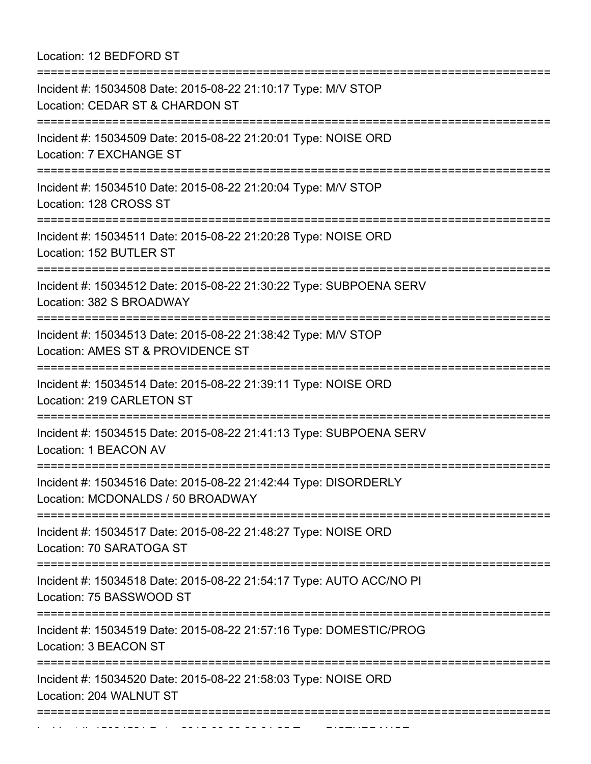Location: 12 BEDFORD ST

===========================================================================

Incident #: 15034508 Date: 2015-08-22 21:10:17 Type: M/V STOP
Location: CEDAR ST & CHARDON ST

===========================================================================

Incident #: 15034509 Date: 2015-08-22 21:20:01 Type: NOISE ORD
Location: 7 EXCHANGE ST

===========================================================================

Incident #: 15034510 Date: 2015-08-22 21:20:04 Type: M/V STOP
Location: 128 CROSS ST

===========================================================================

Incident #: 15034511 Date: 2015-08-22 21:20:28 Type: NOISE ORD
Location: 152 BUTLER ST

===========================================================================

Incident #: 15034512 Date: 2015-08-22 21:30:22 Type: SUBPOENA SERV
Location: 382 S BROADWAY

===========================================================================

Incident #: 15034513 Date: 2015-08-22 21:38:42 Type: M/V STOP
Location: AMES ST & PROVIDENCE ST

===========================================================================

Incident #: 15034514 Date: 2015-08-22 21:39:11 Type: NOISE ORD
Location: 219 CARLETON ST

===========================================================================

Incident #: 15034515 Date: 2015-08-22 21:41:13 Type: SUBPOENA SERV
Location: 1 BEACON AV

===========================================================================

Incident #: 15034516 Date: 2015-08-22 21:42:44 Type: DISORDERLY
Location: MCDONALDS / 50 BROADWAY

===========================================================================

Incident #: 15034517 Date: 2015-08-22 21:48:27 Type: NOISE ORD
Location: 70 SARATOGA ST

===========================================================================

Incident #: 15034518 Date: 2015-08-22 21:54:17 Type: AUTO ACC/NO PI
Location: 75 BASSWOOD ST

===========================================================================

Incident #: 15034519 Date: 2015-08-22 21:57:16 Type: DOMESTIC/PROG
Location: 3 BEACON ST

===========================================================================

Incident #: 15034520 Date: 2015-08-22 21:58:03 Type: NOISE ORD
Location: 204 WALNUT ST

===========================================================================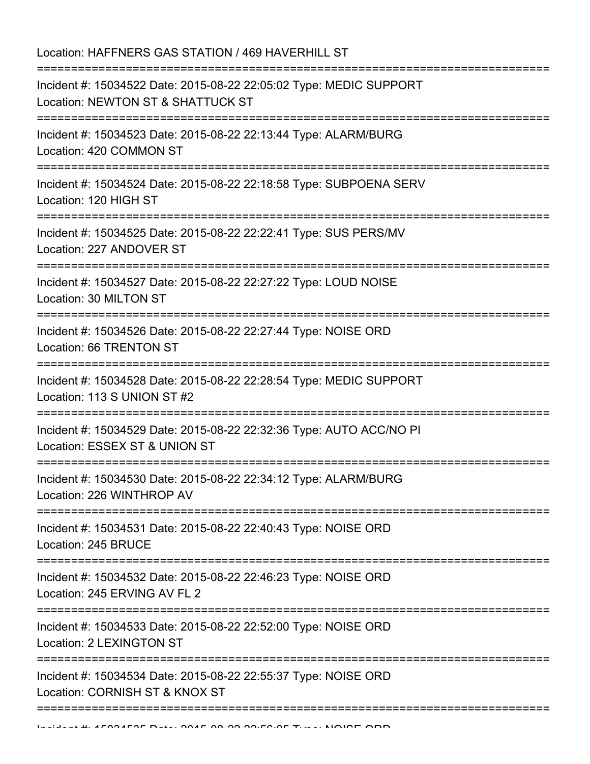Location: HAFFNERS GAS STATION / 469 HAVERHILL ST

===========================================================================

Incident #: 15034522 Date: 2015-08-22 22:05:02 Type: MEDIC SUPPORT
Location: NEWTON ST & SHATTUCK ST

===========================================================================

Incident #: 15034523 Date: 2015-08-22 22:13:44 Type: ALARM/BURG
Location: 420 COMMON ST

===========================================================================

Incident #: 15034524 Date: 2015-08-22 22:18:58 Type: SUBPOENA SERV
Location: 120 HIGH ST

===========================================================================

Incident #: 15034525 Date: 2015-08-22 22:22:41 Type: SUS PERS/MV
Location: 227 ANDOVER ST

===========================================================================

Incident #: 15034527 Date: 2015-08-22 22:27:22 Type: LOUD NOISE
Location: 30 MILTON ST

===========================================================================

Incident #: 15034526 Date: 2015-08-22 22:27:44 Type: NOISE ORD
Location: 66 TRENTON ST

===========================================================================

Incident #: 15034528 Date: 2015-08-22 22:28:54 Type: MEDIC SUPPORT
Location: 113 S UNION ST #2

===========================================================================

Incident #: 15034529 Date: 2015-08-22 22:32:36 Type: AUTO ACC/NO PI
Location: ESSEX ST & UNION ST

===========================================================================

Incident #: 15034530 Date: 2015-08-22 22:34:12 Type: ALARM/BURG
Location: 226 WINTHROP AV

===========================================================================

Incident #: 15034531 Date: 2015-08-22 22:40:43 Type: NOISE ORD
Location: 245 BRUCE

===========================================================================

Incident #: 15034532 Date: 2015-08-22 22:46:23 Type: NOISE ORD
Location: 245 ERVING AV FL 2

===========================================================================

Incident #: 15034533 Date: 2015-08-22 22:52:00 Type: NOISE ORD
Location: 2 LEXINGTON ST

===========================================================================

Incident #: 15034534 Date: 2015-08-22 22:55:37 Type: NOISE ORD
Location: CORNISH ST & KNOX ST

===========================================================================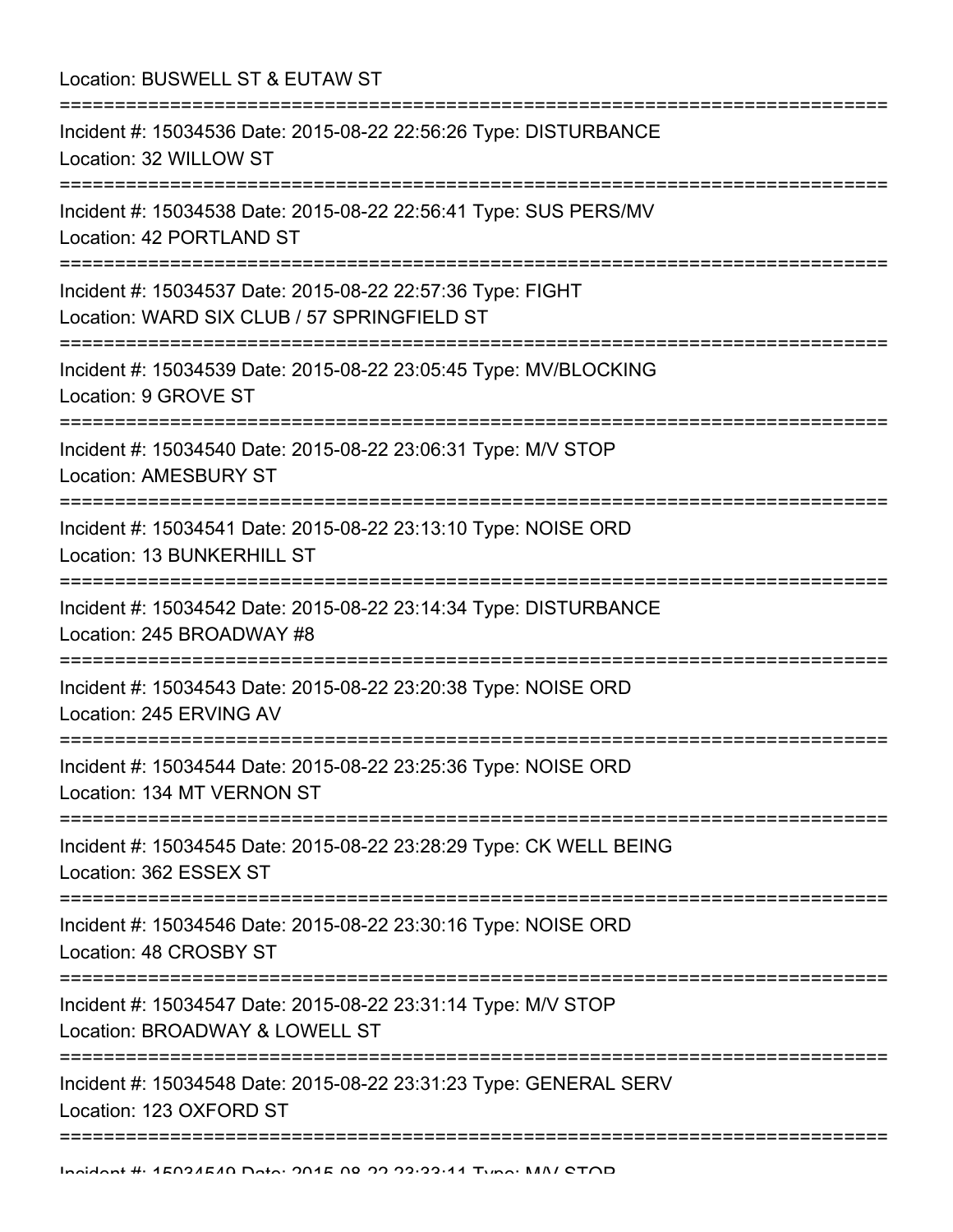Location: BUSWELL ST & EUTAW ST

===========================================================================

Incident #: 15034536 Date: 2015-08-22 22:56:26 Type: DISTURBANCE
Location: 32 WILLOW ST

===========================================================================

Incident #: 15034538 Date: 2015-08-22 22:56:41 Type: SUS PERS/MV
Location: 42 PORTLAND ST

===========================================================================

Incident #: 15034537 Date: 2015-08-22 22:57:36 Type: FIGHT
Location: WARD SIX CLUB / 57 SPRINGFIELD ST

===========================================================================

Incident #: 15034539 Date: 2015-08-22 23:05:45 Type: MV/BLOCKING
Location: 9 GROVE ST

===========================================================================

Incident #: 15034540 Date: 2015-08-22 23:06:31 Type: M/V STOP
Location: AMESBURY ST

===========================================================================

Incident #: 15034541 Date: 2015-08-22 23:13:10 Type: NOISE ORD
Location: 13 BUNKERHILL ST

===========================================================================

Incident #: 15034542 Date: 2015-08-22 23:14:34 Type: DISTURBANCE
Location: 245 BROADWAY #8

===========================================================================

Incident #: 15034543 Date: 2015-08-22 23:20:38 Type: NOISE ORD
Location: 245 ERVING AV

===========================================================================

Incident #: 15034544 Date: 2015-08-22 23:25:36 Type: NOISE ORD
Location: 134 MT VERNON ST

===========================================================================

Incident #: 15034545 Date: 2015-08-22 23:28:29 Type: CK WELL BEING
Location: 362 ESSEX ST

===========================================================================

Incident #: 15034546 Date: 2015-08-22 23:30:16 Type: NOISE ORD
Location: 48 CROSBY ST

===========================================================================

Incident #: 15034547 Date: 2015-08-22 23:31:14 Type: M/V STOP
Location: BROADWAY & LOWELL ST

===========================================================================

Incident #: 15034548 Date: 2015-08-22 23:31:23 Type: GENERAL SERV
Location: 123 OXFORD ST

===========================================================================

Incident #: 15034549 Date: 2015-08-22 23:33:11 Type: M/V STOP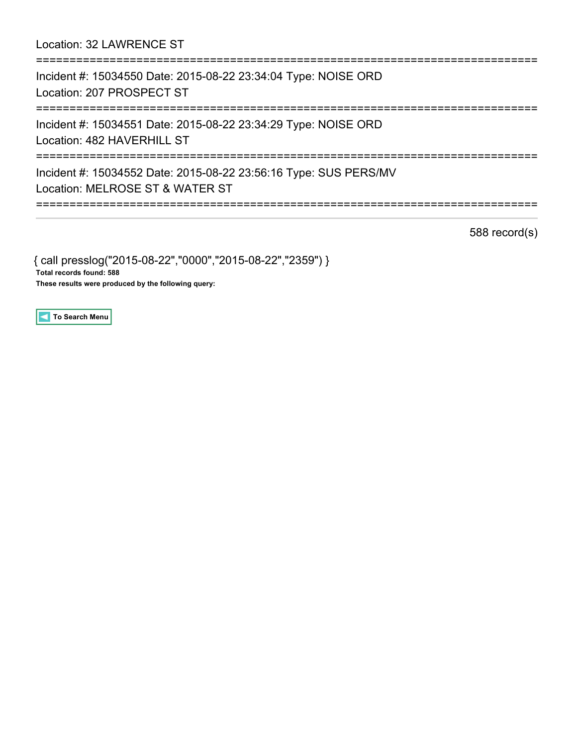Location: 32 LAWRENCE ST

===========================================================================

Incident #: 15034550 Date: 2015-08-22 23:34:04 Type: NOISE ORD

Location: 207 PROSPECT ST

===========================================================================

Incident #: 15034551 Date: 2015-08-22 23:34:29 Type: NOISE ORD

Location: 482 HAVERHILL ST

===========================================================================

Incident #: 15034552 Date: 2015-08-22 23:56:16 Type: SUS PERS/MV

Location: MELROSE ST & WATER ST

===========================================================================

588 record(s)

{ call presslog("2015-08-22","0000","2015-08-22","2359") }

**Total records found: 588**

**These results were produced by the following query:**

To Search Menu